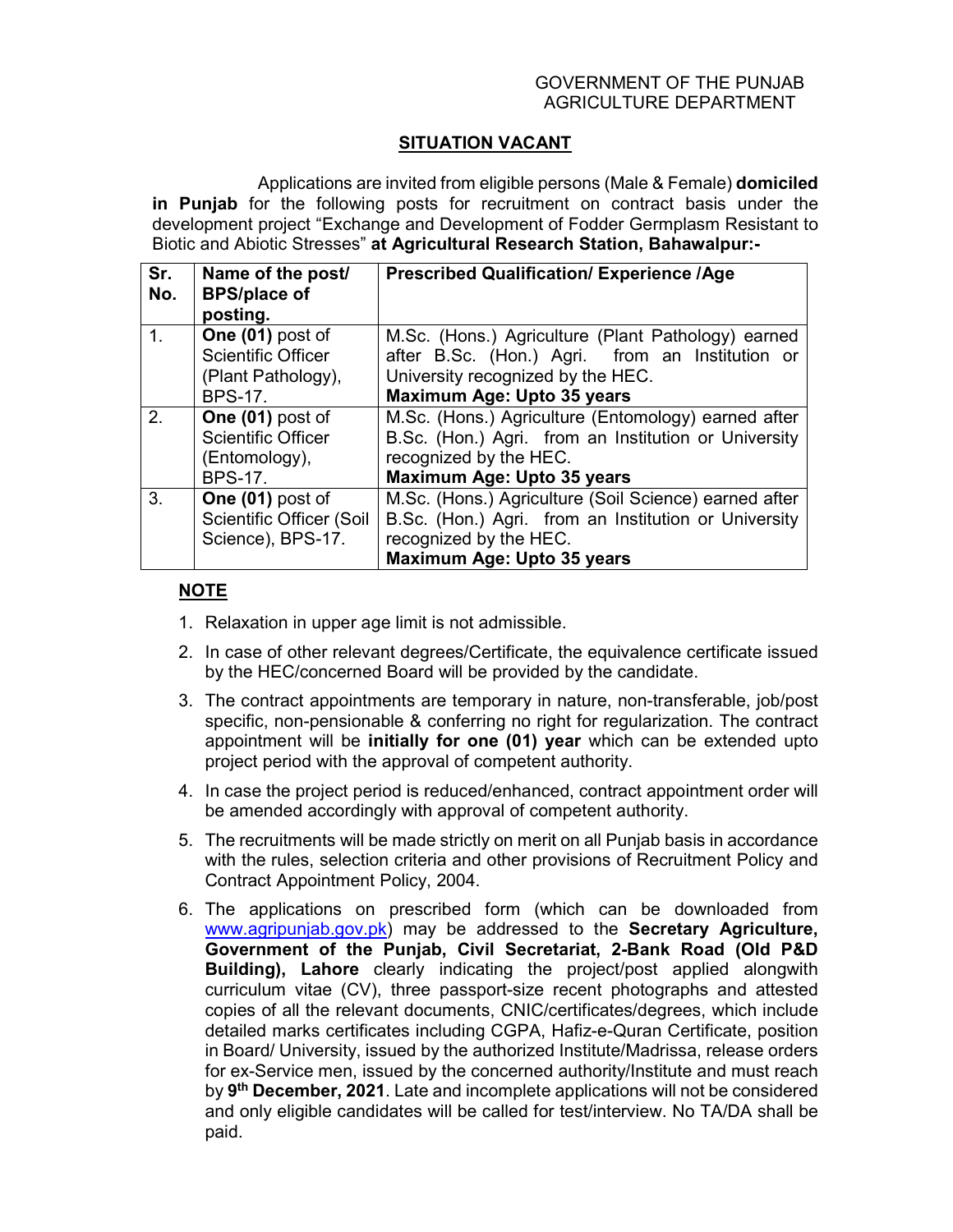GOVERNMENT OF THE PUNJAB
AGRICULTURE DEPARTMENT

## SITUATION VACANT

Applications are invited from eligible persons (Male & Female) **domiciled in Punjab** for the following posts for recruitment on contract basis under the development project "Exchange and Development of Fodder Germplasm Resistant to Biotic and Abiotic Stresses" **at Agricultural Research Station, Bahawalpur:-**

| Sr. No. | Name of the post/ BPS/place of posting. | Prescribed Qualification/ Experience /Age |
|---|---|---|
| 1. | **One (01)** post of Scientific Officer (Plant Pathology), BPS-17. | M.Sc. (Hons.) Agriculture (Plant Pathology) earned after B.Sc. (Hon.) Agri. from an Institution or University recognized by the HEC. **Maximum Age: Upto 35 years** |
| 2. | **One (01)** post of Scientific Officer (Entomology), BPS-17. | M.Sc. (Hons.) Agriculture (Entomology) earned after B.Sc. (Hon.) Agri. from an Institution or University recognized by the HEC. **Maximum Age: Upto 35 years** |
| 3. | **One (01)** post of Scientific Officer (Soil Science), BPS-17. | M.Sc. (Hons.) Agriculture (Soil Science) earned after B.Sc. (Hon.) Agri. from an Institution or University recognized by the HEC. **Maximum Age: Upto 35 years** |

**NOTE**

1. Relaxation in upper age limit is not admissible.
2. In case of other relevant degrees/Certificate, the equivalence certificate issued by the HEC/concerned Board will be provided by the candidate.
3. The contract appointments are temporary in nature, non-transferable, job/post specific, non-pensionable & conferring no right for regularization. The contract appointment will be **initially for one (01) year** which can be extended upto project period with the approval of competent authority.
4. In case the project period is reduced/enhanced, contract appointment order will be amended accordingly with approval of competent authority.
5. The recruitments will be made strictly on merit on all Punjab basis in accordance with the rules, selection criteria and other provisions of Recruitment Policy and Contract Appointment Policy, 2004.
6. The applications on prescribed form (which can be downloaded from www.agripunjab.gov.pk) may be addressed to the **Secretary Agriculture, Government of the Punjab, Civil Secretariat, 2-Bank Road (Old P&D Building), Lahore** clearly indicating the project/post applied alongwith curriculum vitae (CV), three passport-size recent photographs and attested copies of all the relevant documents, CNIC/certificates/degrees, which include detailed marks certificates including CGPA, Hafiz-e-Quran Certificate, position in Board/ University, issued by the authorized Institute/Madrissa, release orders for ex-Service men, issued by the concerned authority/Institute and must reach by **9th December, 2021**. Late and incomplete applications will not be considered and only eligible candidates will be called for test/interview. No TA/DA shall be paid.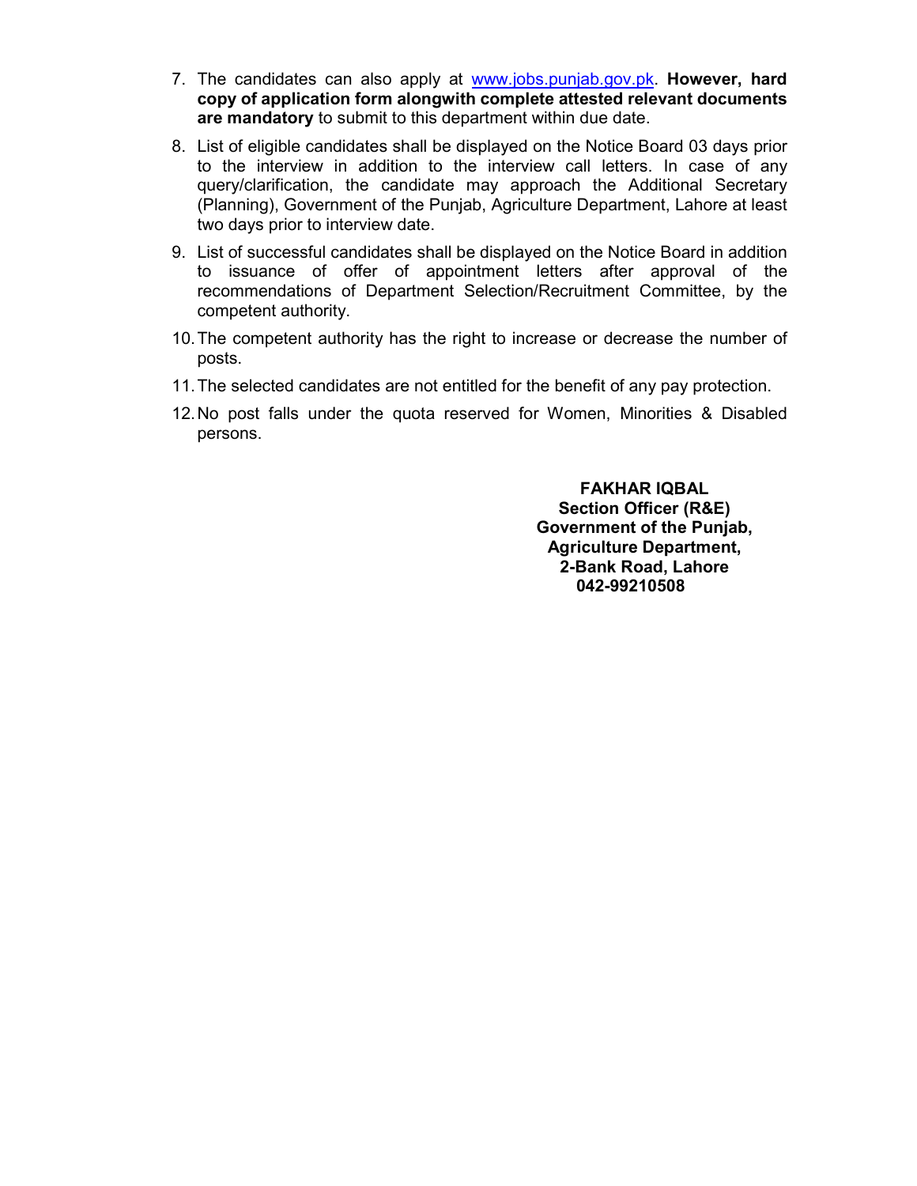7. The candidates can also apply at www.jobs.punjab.gov.pk. **However, hard copy of application form alongwith complete attested relevant documents are mandatory** to submit to this department within due date.
8. List of eligible candidates shall be displayed on the Notice Board 03 days prior to the interview in addition to the interview call letters. In case of any query/clarification, the candidate may approach the Additional Secretary (Planning), Government of the Punjab, Agriculture Department, Lahore at least two days prior to interview date.
9. List of successful candidates shall be displayed on the Notice Board in addition to issuance of offer of appointment letters after approval of the recommendations of Department Selection/Recruitment Committee, by the competent authority.
10. The competent authority has the right to increase or decrease the number of posts.
11. The selected candidates are not entitled for the benefit of any pay protection.
12. No post falls under the quota reserved for Women, Minorities & Disabled persons.

**FAKHAR IQBAL**
**Section Officer (R&E)**
**Government of the Punjab,**
**Agriculture Department,**
**2-Bank Road, Lahore**
**042-99210508**